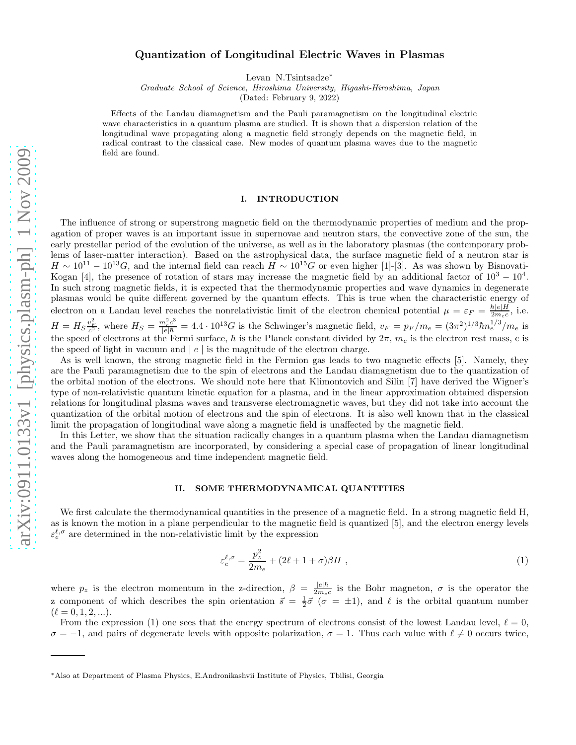# Quantization of Longitudinal Electric Waves in Plasmas

Levan N.Tsintsadze*

*Graduate School of Science, Hiroshima University, Higashi-Hiroshima, Japan*

(Dated: February 9, 2022)

Effects of the Landau diamagnetism and the Pauli paramagnetism on the longitudinal electric wave characteristics in a quantum plasma are studied. It is shown that a dispersion relation of the longitudinal wave propagating along a magnetic field strongly depends on the magnetic field, in radical contrast to the classical case. New modes of quantum plasma waves due to the magnetic field are found.

## I. INTRODUCTION

The influence of strong or superstrong magnetic field on the thermodynamic properties of medium and the propagation of proper waves is an important issue in supernovae and neutron stars, the convective zone of the sun, the early prestellar period of the evolution of the universe, as well as in the laboratory plasmas (the contemporary problems of laser-matter interaction). Based on the astrophysical data, the surface magnetic field of a neutron star is $H \sim 10^{11} - 10^{13}G$, and the internal field can reach $H \sim 10^{15}G$ or even higher [1]-[3]. As was shown by Bisnovati-Kogan [4], the presence of rotation of stars may increase the magnetic field by an additional factor of $10^3 - 10^4$. In such strong magnetic fields, it is expected that the thermodynamic properties and wave dynamics in degenerate plasmas would be quite different governed by the quantum effects. This is true when the characteristic energy of electron on a Landau level reaches the nonrelativistic limit of the electron chemical potential $\mu = \varepsilon_F = \frac{\hbar|e|H}{2m_e c}$, i.e. $H = H_S \frac{v_F^2}{c^2}$, where $H_S = \frac{m_e^2 c^3}{|e|\hbar} = 4.4 \cdot 10^{13}G$ is the Schwinger's magnetic field, $v_F = p_F/m_e = (3\pi^2)^{1/3}\hbar n_e^{1/3}/m_e$ is the speed of electrons at the Fermi surface, $\hbar$ is the Planck constant divided by $2\pi$, $m_e$ is the electron rest mass, c is the speed of light in vacuum and $|e|$ is the magnitude of the electron charge.

As is well known, the strong magnetic field in the Fermion gas leads to two magnetic effects [5]. Namely, they are the Pauli paramagnetism due to the spin of electrons and the Landau diamagnetism due to the quantization of the orbital motion of the electrons. We should note here that Klimontovich and Silin [7] have derived the Wigner's type of non-relativistic quantum kinetic equation for a plasma, and in the linear approximation obtained dispersion relations for longitudinal plasma waves and transverse electromagnetic waves, but they did not take into account the quantization of the orbital motion of electrons and the spin of electrons. It is also well known that in the classical limit the propagation of longitudinal wave along a magnetic field is unaffected by the magnetic field.

In this Letter, we show that the situation radically changes in a quantum plasma when the Landau diamagnetism and the Pauli paramagnetism are incorporated, by considering a special case of propagation of linear longitudinal waves along the homogeneous and time independent magnetic field.

## II. SOME THERMODYNAMICAL QUANTITIES

We first calculate the thermodynamical quantities in the presence of a magnetic field. In a strong magnetic field H, as is known the motion in a plane perpendicular to the magnetic field is quantized [5], and the electron energy levels $\varepsilon_e^{\ell,\sigma}$ are determined in the non-relativistic limit by the expression

$$\varepsilon_e^{\ell,\sigma} = \frac{p_z^2}{2m_e} + (2\ell + 1 + \sigma)\beta H \ , \tag{1}$$

where $p_z$ is the electron momentum in the z-direction, $\beta = \frac{|e|\hbar}{2m_e c}$ is the Bohr magneton, $\sigma$ is the operator the z component of which describes the spin orientation $\vec{s} = \frac{1}{2}\vec{\sigma}$ ($\sigma = \pm 1$), and $\ell$ is the orbital quantum number ($\ell = 0, 1, 2, ...$).

From the expression (1) one sees that the energy spectrum of electrons consist of the lowest Landau level, $\ell = 0$, $\sigma = -1$, and pairs of degenerate levels with opposite polarization, $\sigma = 1$. Thus each value with $\ell \neq 0$ occurs twice,

*Also at Department of Plasma Physics, E.Andronikashvii Institute of Physics, Tbilisi, Georgia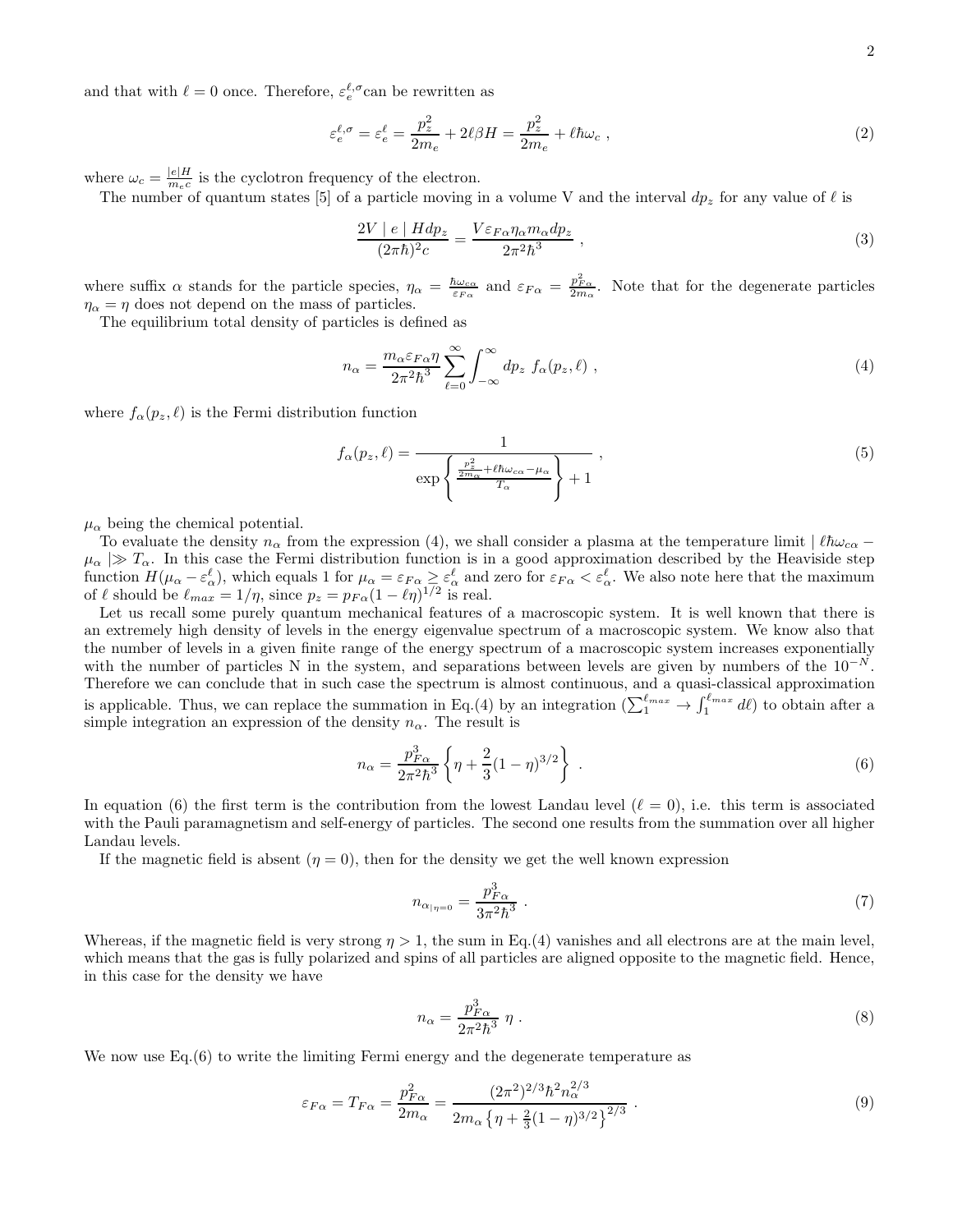and that with $\ell = 0$ once. Therefore, $\varepsilon_e^{\ell,\sigma}$can be rewritten as

$$\varepsilon_e^{\ell,\sigma} = \varepsilon_e^{\ell} = \frac{p_z^2}{2m_e} + 2\ell\beta H = \frac{p_z^2}{2m_e} + \ell\hbar\omega_c \ , \tag{2}$$

where $\omega_c = \frac{|e|H}{m_e c}$ is the cyclotron frequency of the electron.

The number of quantum states [5] of a particle moving in a volume V and the interval $dp_z$ for any value of $\ell$ is

$$\frac{2V \mid e \mid H dp_z}{(2\pi\hbar)^2 c} = \frac{V\varepsilon_{F\alpha}\eta_\alpha m_\alpha dp_z}{2\pi^2\hbar^3} \ , \tag{3}$$

where suffix $\alpha$ stands for the particle species, $\eta_\alpha = \frac{\hbar\omega_{c\alpha}}{\varepsilon_{F\alpha}}$ and $\varepsilon_{F\alpha} = \frac{p_{F\alpha}^2}{2m_\alpha}$. Note that for the degenerate particles $\eta_\alpha = \eta$ does not depend on the mass of particles.

The equilibrium total density of particles is defined as

$$n_\alpha = \frac{m_\alpha \varepsilon_{F\alpha}\eta}{2\pi^2\hbar^3} \sum_{\ell=0}^{\infty} \int_{-\infty}^{\infty} dp_z \ f_\alpha(p_z, \ell) \ , \tag{4}$$

where $f_\alpha(p_z, \ell)$ is the Fermi distribution function

$$f_\alpha(p_z, \ell) = \frac{1}{\exp\left\{\frac{\frac{p_z^2}{2m_\alpha} + \ell\hbar\omega_{c\alpha} - \mu_\alpha}{T_\alpha}\right\} + 1} \ , \tag{5}$$

$\mu_\alpha$ being the chemical potential.

To evaluate the density $n_\alpha$ from the expression (4), we shall consider a plasma at the temperature limit $\mid \ell\hbar\omega_{c\alpha} - \mu_\alpha \mid \gg T_\alpha$. In this case the Fermi distribution function is in a good approximation described by the Heaviside step function $H(\mu_\alpha - \varepsilon_\alpha^\ell)$, which equals 1 for $\mu_\alpha = \varepsilon_{F\alpha} \geq \varepsilon_\alpha^\ell$ and zero for $\varepsilon_{F\alpha} < \varepsilon_\alpha^\ell$. We also note here that the maximum of $\ell$ should be $\ell_{max} = 1/\eta$, since $p_z = p_{F\alpha}(1 - \ell\eta)^{1/2}$ is real.

Let us recall some purely quantum mechanical features of a macroscopic system. It is well known that there is an extremely high density of levels in the energy eigenvalue spectrum of a macroscopic system. We know also that the number of levels in a given finite range of the energy spectrum of a macroscopic system increases exponentially with the number of particles N in the system, and separations between levels are given by numbers of the $10^{-N}$. Therefore we can conclude that in such case the spectrum is almost continuous, and a quasi-classical approximation is applicable. Thus, we can replace the summation in Eq.(4) by an integration ($\sum_1^{\ell_{max}} \to \int_1^{\ell_{max}} d\ell$) to obtain after a simple integration an expression of the density $n_\alpha$. The result is

$$n_\alpha = \frac{p_{F\alpha}^3}{2\pi^2\hbar^3}\left\{\eta + \frac{2}{3}(1-\eta)^{3/2}\right\} \ . \tag{6}$$

In equation (6) the first term is the contribution from the lowest Landau level ($\ell = 0$), i.e. this term is associated with the Pauli paramagnetism and self-energy of particles. The second one results from the summation over all higher Landau levels.

If the magnetic field is absent ($\eta = 0$), then for the density we get the well known expression

$$n_{\alpha_{|\eta=0}} = \frac{p_{F\alpha}^3}{3\pi^2\hbar^3} \ . \tag{7}$$

Whereas, if the magnetic field is very strong $\eta > 1$, the sum in Eq.(4) vanishes and all electrons are at the main level, which means that the gas is fully polarized and spins of all particles are aligned opposite to the magnetic field. Hence, in this case for the density we have

$$n_\alpha = \frac{p_{F\alpha}^3}{2\pi^2\hbar^3} \ \eta \ . \tag{8}$$

We now use Eq.(6) to write the limiting Fermi energy and the degenerate temperature as

$$\varepsilon_{F\alpha} = T_{F\alpha} = \frac{p_{F\alpha}^2}{2m_\alpha} = \frac{(2\pi^2)^{2/3}\hbar^2 n_\alpha^{2/3}}{2m_\alpha\left\{\eta + \frac{2}{3}(1-\eta)^{3/2}\right\}^{2/3}} \ . \tag{9}$$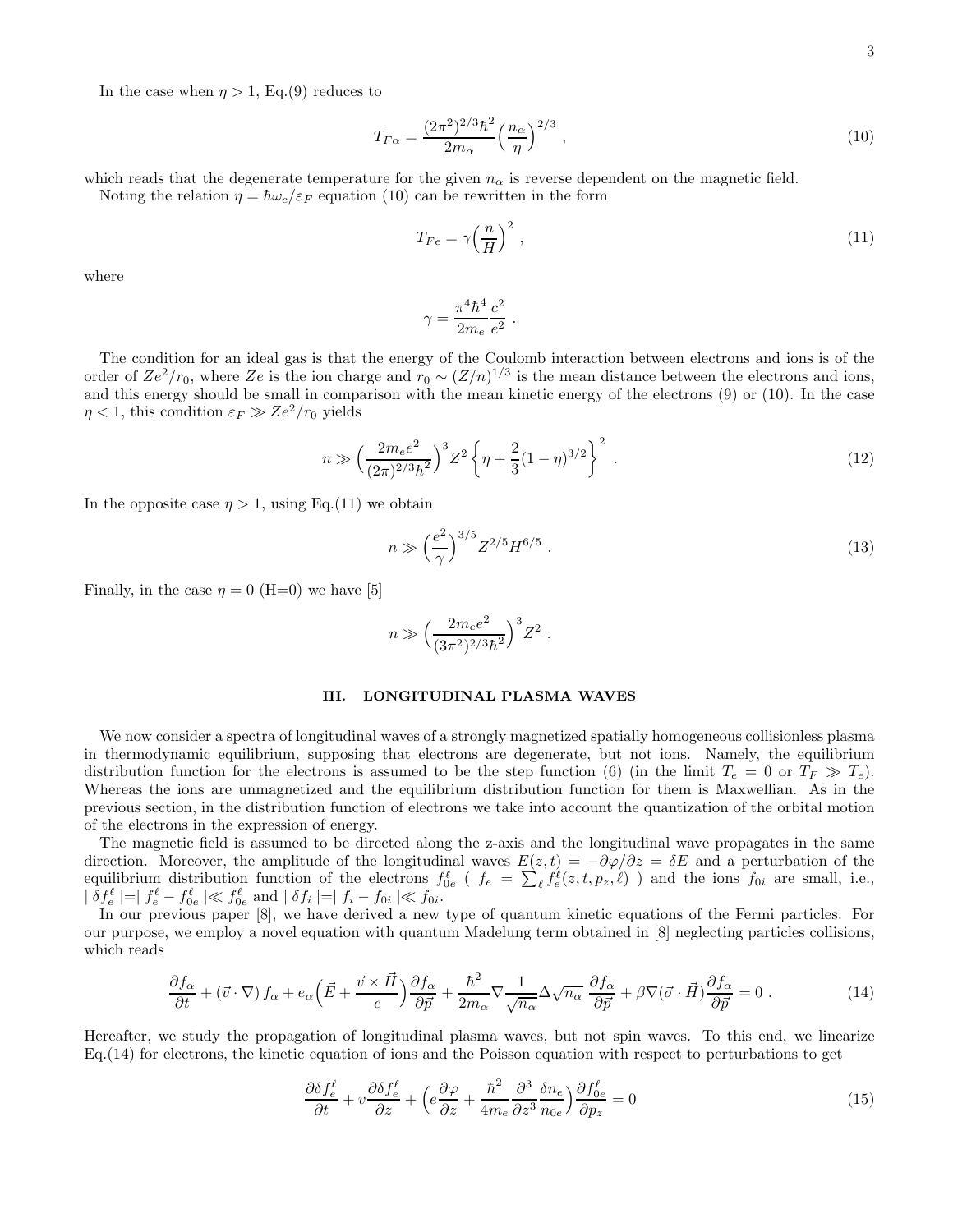In the case when $\eta > 1$, Eq.(9) reduces to

$$T_{F\alpha} = \frac{(2\pi^2)^{2/3}\hbar^2}{2m_\alpha}\Big(\frac{n_\alpha}{\eta}\Big)^{2/3} \ , \tag{10}$$

which reads that the degenerate temperature for the given $n_\alpha$ is reverse dependent on the magnetic field.

Noting the relation $\eta = \hbar\omega_c/\varepsilon_F$ equation (10) can be rewritten in the form

$$T_{Fe} = \gamma\Big(\frac{n}{H}\Big)^2 \ , \tag{11}$$

where

$$\gamma = \frac{\pi^4\hbar^4}{2m_e}\frac{c^2}{e^2} \ .$$

The condition for an ideal gas is that the energy of the Coulomb interaction between electrons and ions is of the order of $Ze^2/r_0$, where $Ze$ is the ion charge and $r_0 \sim (Z/n)^{1/3}$ is the mean distance between the electrons and ions, and this energy should be small in comparison with the mean kinetic energy of the electrons (9) or (10). In the case $\eta < 1$, this condition $\varepsilon_F \gg Ze^2/r_0$ yields

$$n \gg \Big(\frac{2m_e e^2}{(2\pi)^{2/3}\hbar^2}\Big)^3 Z^2 \left\{\eta + \frac{2}{3}(1-\eta)^{3/2}\right\}^2 \ . \tag{12}$$

In the opposite case $\eta > 1$, using Eq.(11) we obtain

$$n \gg \Big(\frac{e^2}{\gamma}\Big)^{3/5} Z^{2/5} H^{6/5} \ . \tag{13}$$

Finally, in the case $\eta = 0$ (H=0) we have [5]

$$n \gg \Big(\frac{2m_e e^2}{(3\pi^2)^{2/3}\hbar^2}\Big)^3 Z^2 \ .$$

## III. LONGITUDINAL PLASMA WAVES

We now consider a spectra of longitudinal waves of a strongly magnetized spatially homogeneous collisionless plasma in thermodynamic equilibrium, supposing that electrons are degenerate, but not ions. Namely, the equilibrium distribution function for the electrons is assumed to be the step function (6) (in the limit $T_e = 0$ or $T_F \gg T_e$). Whereas the ions are unmagnetized and the equilibrium distribution function for them is Maxwellian. As in the previous section, in the distribution function of electrons we take into account the quantization of the orbital motion of the electrons in the expression of energy.

The magnetic field is assumed to be directed along the z-axis and the longitudinal wave propagates in the same direction. Moreover, the amplitude of the longitudinal waves $E(z,t) = -\partial\varphi/\partial z = \delta E$ and a perturbation of the equilibrium distribution function of the electrons $f_{0e}^\ell$ ( $f_e = \sum_\ell f_e^\ell(z,t,p_z,\ell)$ ) and the ions $f_{0i}$ are small, i.e., $\mid \delta f_e^\ell \mid = \mid f_e^\ell - f_{0e}^\ell \mid \ll f_{0e}^\ell$ and $\mid \delta f_i \mid = \mid f_i - f_{0i} \mid \ll f_{0i}$.

In our previous paper [8], we have derived a new type of quantum kinetic equations of the Fermi particles. For our purpose, we employ a novel equation with quantum Madelung term obtained in [8] neglecting particles collisions, which reads

$$\frac{\partial f_\alpha}{\partial t} + (\vec{v}\cdot\nabla)\, f_\alpha + e_\alpha\Big(\vec{E} + \frac{\vec{v}\times\vec{H}}{c}\Big)\frac{\partial f_\alpha}{\partial \vec{p}} + \frac{\hbar^2}{2m_\alpha}\nabla\frac{1}{\sqrt{n_\alpha}}\Delta\sqrt{n_\alpha}\ \frac{\partial f_\alpha}{\partial \vec{p}} + \beta\nabla(\vec{\sigma}\cdot\vec{H})\frac{\partial f_\alpha}{\partial \vec{p}} = 0 \ . \tag{14}$$

Hereafter, we study the propagation of longitudinal plasma waves, but not spin waves. To this end, we linearize Eq.(14) for electrons, the kinetic equation of ions and the Poisson equation with respect to perturbations to get

$$\frac{\partial \delta f_e^\ell}{\partial t} + v\frac{\partial \delta f_e^\ell}{\partial z} + \Big(e\frac{\partial\varphi}{\partial z} + \frac{\hbar^2}{4m_e}\frac{\partial^3}{\partial z^3}\frac{\delta n_e}{n_{0e}}\Big)\frac{\partial f_{0e}^\ell}{\partial p_z} = 0 \tag{15}$$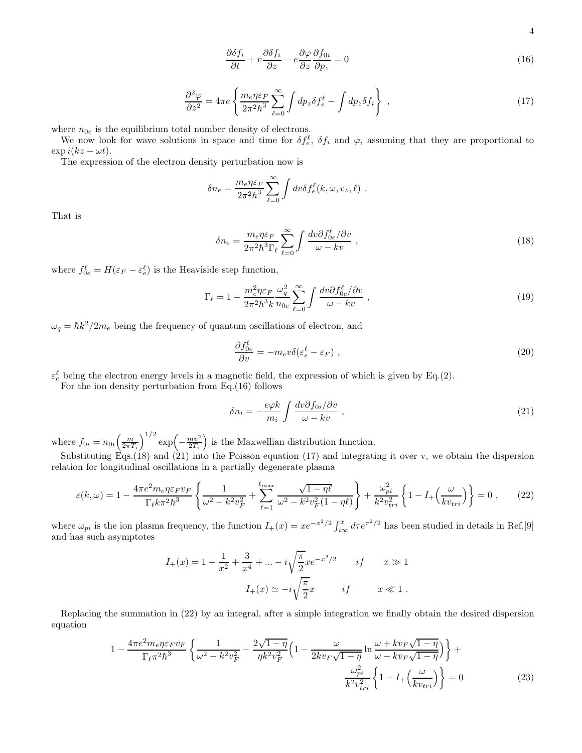$$\frac{\partial \delta f_i}{\partial t} + v\frac{\partial \delta f_i}{\partial z} - e\frac{\partial \varphi}{\partial z}\frac{\partial f_{0i}}{\partial p_z} = 0 \tag{16}$$

$$\frac{\partial^2 \varphi}{\partial z^2} = 4\pi e\left\{\frac{m_e \eta \varepsilon_F}{2\pi^2\hbar^3}\sum_{\ell=0}^{\infty}\int dp_z \delta f_e^\ell - \int dp_z \delta f_i\right\} , \tag{17}$$

where $n_{0e}$ is the equilibrium total number density of electrons.

We now look for wave solutions in space and time for $\delta f_e^\ell$, $\delta f_i$ and $\varphi$, assuming that they are proportional to $\exp i(kz - \omega t)$.

The expression of the electron density perturbation now is

$$\delta n_e = \frac{m_e \eta \varepsilon_F}{2\pi^2\hbar^3}\sum_{\ell=0}^{\infty}\int dv \delta f_e^\ell(k, \omega, v_z, \ell) .$$

That is

$$\delta n_e = \frac{m_e \eta \varepsilon_F}{2\pi^2\hbar^3 \Gamma_\ell}\sum_{\ell=0}^{\infty}\int \frac{dv \partial f_{0e}^\ell/\partial v}{\omega - kv} , \tag{18}$$

where $f_{0e}^\ell = H(\varepsilon_F - \varepsilon_e^\ell)$ is the Heaviside step function,

$$\Gamma_\ell = 1 + \frac{m_e^2 \eta \varepsilon_F}{2\pi^2\hbar^3 k}\frac{\omega_q^2}{n_{0e}}\sum_{\ell=0}^{\infty}\int \frac{dv \partial f_{0e}^\ell/\partial v}{\omega - kv} , \tag{19}$$

$\omega_q = \hbar k^2/2m_e$ being the frequency of quantum oscillations of electron, and

$$\frac{\partial f_{0e}^\ell}{\partial v} = -m_e v \delta(\varepsilon_e^\ell - \varepsilon_F) , \tag{20}$$

$\varepsilon_e^\ell$ being the electron energy levels in a magnetic field, the expression of which is given by Eq.(2).

For the ion density perturbation from Eq.(16) follows

$$\delta n_i = -\frac{e\varphi k}{m_i}\int \frac{dv \partial f_{0i}/\partial v}{\omega - kv} , \tag{21}$$

where $f_{0i} = n_{0i}\Big(\frac{m}{2\pi T_i}\Big)^{1/2}\exp\Big(-\frac{mv^2}{2T_i}\Big)$ is the Maxwellian distribution function.

Substituting Eqs.(18) and (21) into the Poisson equation (17) and integrating it over v, we obtain the dispersion relation for longitudinal oscillations in a partially degenerate plasma

$$\varepsilon(k,\omega) = 1 - \frac{4\pi e^2 m_e \eta \varepsilon_F v_F}{\Gamma_\ell k \pi^2 \hbar^3}\left\{\frac{1}{\omega^2 - k^2 v_F^2} + \sum_{\ell=1}^{\ell_{max}}\frac{\sqrt{1-\eta\ell}}{\omega^2 - k^2 v_F^2(1-\eta\ell)}\right\} + \frac{\omega_{pi}^2}{k^2 v_{tri}^2}\left\{1 - I_+\Big(\frac{\omega}{k v_{tri}}\Big)\right\} = 0 , \tag{22}$$

where $\omega_{pi}$ is the ion plasma frequency, the function $I_+(x) = xe^{-x^2/2}\int_{i\infty}^{x} d\tau e^{\tau^2/2}$ has been studied in details in Ref.[9] and has such asymptotes

$$I_+(x) = 1 + \frac{1}{x^2} + \frac{3}{x^4} + ... - i\sqrt{\frac{\pi}{2}}xe^{-x^2/2} \qquad if \qquad x \gg 1$$

$$I_+(x) \simeq -i\sqrt{\frac{\pi}{2}}x \qquad if \qquad x \ll 1 .$$

Replacing the summation in (22) by an integral, after a simple integration we finally obtain the desired dispersion equation

$$1 - \frac{4\pi e^2 m_e \eta \varepsilon_F v_F}{\Gamma_\ell \pi^2 \hbar^3}\left\{\frac{1}{\omega^2 - k^2 v_F^2} - \frac{2\sqrt{1-\eta}}{\eta k^2 v_F^2}\Big(1 - \frac{\omega}{2kv_F\sqrt{1-\eta}}\ln\frac{\omega + kv_F\sqrt{1-\eta}}{\omega - kv_F\sqrt{1-\eta}}\Big)\right\} + \frac{\omega_{pi}^2}{k^2 v_{tri}^2}\left\{1 - I_+\Big(\frac{\omega}{kv_{tri}}\Big)\right\} = 0 \tag{23}$$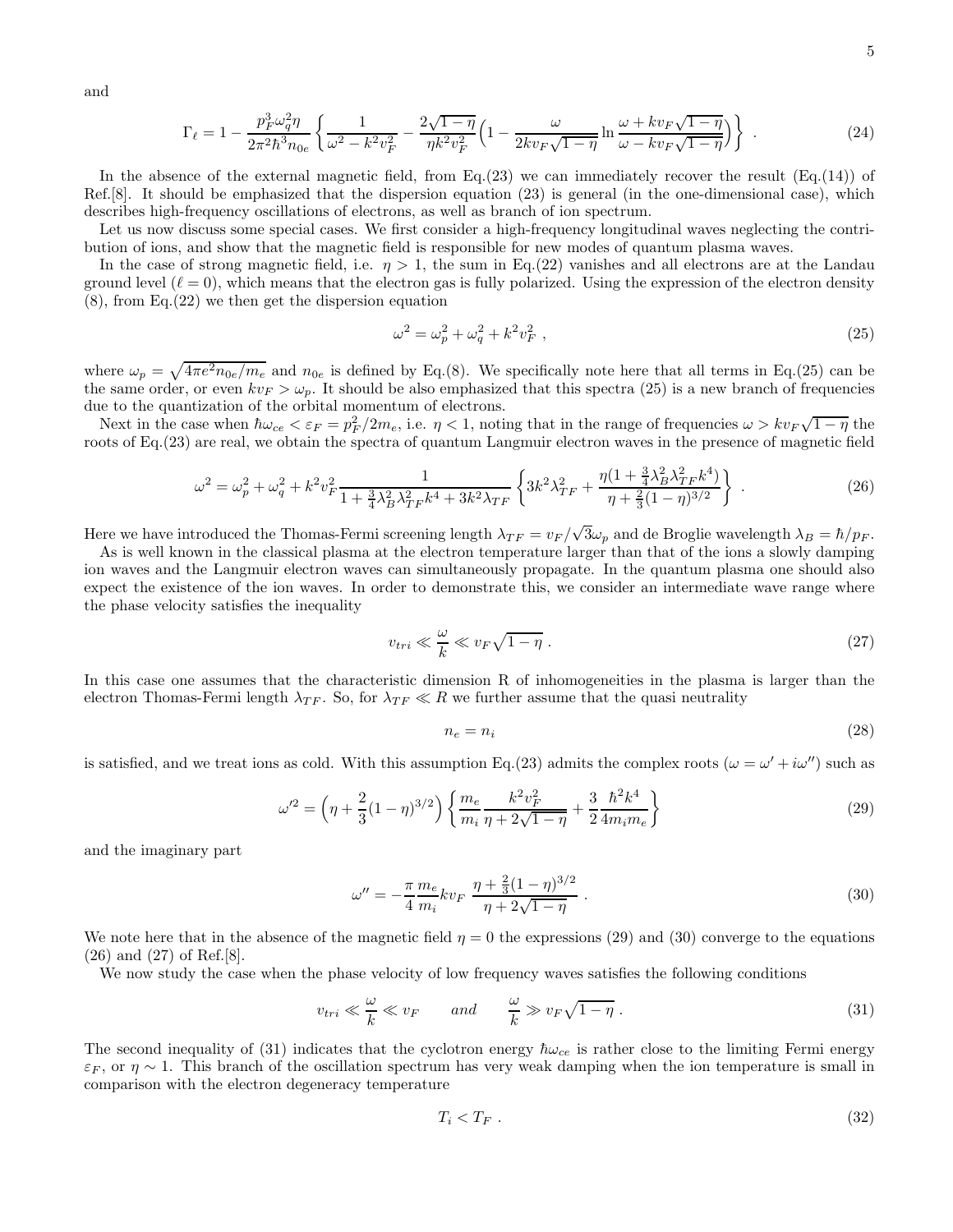and

$$
\Gamma_\ell = 1 - \frac{p_F^3 \omega_q^2 \eta}{2\pi^2 \hbar^3 n_{0e}} \left\{ \frac{1}{\omega^2 - k^2 v_F^2} - \frac{2\sqrt{1-\eta}}{\eta k^2 v_F^2} \Big( 1 - \frac{\omega}{2 k v_F \sqrt{1-\eta}} \ln \frac{\omega + k v_F \sqrt{1-\eta}}{\omega - k v_F \sqrt{1-\eta}} \Big) \right\} . \tag{24}
$$

In the absence of the external magnetic field, from Eq.(23) we can immediately recover the result (Eq.(14)) of Ref.[8]. It should be emphasized that the dispersion equation (23) is general (in the one-dimensional case), which describes high-frequency oscillations of electrons, as well as branch of ion spectrum.

Let us now discuss some special cases. We first consider a high-frequency longitudinal waves neglecting the contribution of ions, and show that the magnetic field is responsible for new modes of quantum plasma waves.

In the case of strong magnetic field, i.e. $\eta > 1$, the sum in Eq.(22) vanishes and all electrons are at the Landau ground level ($\ell = 0$), which means that the electron gas is fully polarized. Using the expression of the electron density (8), from Eq.(22) we then get the dispersion equation

$$
\omega^2 = \omega_p^2 + \omega_q^2 + k^2 v_F^2 \,, \tag{25}
$$

where $\omega_p = \sqrt{4\pi e^2 n_{0e}/m_e}$ and $n_{0e}$ is defined by Eq.(8). We specifically note here that all terms in Eq.(25) can be the same order, or even $k v_F > \omega_p$. It should be also emphasized that this spectra (25) is a new branch of frequencies due to the quantization of the orbital momentum of electrons.

Next in the case when $\hbar\omega_{ce} < \varepsilon_F = p_F^2/2m_e$, i.e. $\eta < 1$, noting that in the range of frequencies $\omega > k v_F \sqrt{1-\eta}$ the roots of Eq.(23) are real, we obtain the spectra of quantum Langmuir electron waves in the presence of magnetic field

$$
\omega^2 = \omega_p^2 + \omega_q^2 + k^2 v_F^2 \frac{1}{1 + \frac{3}{4}\lambda_B^2 \lambda_{TF}^2 k^4 + 3k^2 \lambda_{TF}} \left\{ 3k^2 \lambda_{TF}^2 + \frac{\eta (1 + \frac{3}{4}\lambda_B^2 \lambda_{TF}^2 k^4)}{\eta + \frac{2}{3}(1-\eta)^{3/2}} \right\} . \tag{26}
$$

Here we have introduced the Thomas-Fermi screening length $\lambda_{TF} = v_F/\sqrt{3}\omega_p$ and de Broglie wavelength $\lambda_B = \hbar/p_F$.

As is well known in the classical plasma at the electron temperature larger than that of the ions a slowly damping ion waves and the Langmuir electron waves can simultaneously propagate. In the quantum plasma one should also expect the existence of the ion waves. In order to demonstrate this, we consider an intermediate wave range where the phase velocity satisfies the inequality

$$
v_{tri} \ll \frac{\omega}{k} \ll v_F \sqrt{1-\eta} \,. \tag{27}
$$

In this case one assumes that the characteristic dimension R of inhomogeneities in the plasma is larger than the electron Thomas-Fermi length $\lambda_{TF}$. So, for $\lambda_{TF} \ll R$ we further assume that the quasi neutrality

$$
n_e = n_i \tag{28}
$$

is satisfied, and we treat ions as cold. With this assumption Eq.(23) admits the complex roots ($\omega = \omega' + i\omega''$) such as

$$
\omega'^2 = \Big( \eta + \frac{2}{3}(1-\eta)^{3/2} \Big) \left\{ \frac{m_e}{m_i} \frac{k^2 v_F^2}{\eta + 2\sqrt{1-\eta}} + \frac{3}{2} \frac{\hbar^2 k^4}{4 m_i m_e} \right\} \tag{29}
$$

and the imaginary part

$$
\omega'' = -\frac{\pi}{4} \frac{m_e}{m_i} k v_F \; \frac{\eta + \frac{2}{3}(1-\eta)^{3/2}}{\eta + 2\sqrt{1-\eta}} \,. \tag{30}
$$

We note here that in the absence of the magnetic field $\eta = 0$ the expressions (29) and (30) converge to the equations (26) and (27) of Ref.[8].

We now study the case when the phase velocity of low frequency waves satisfies the following conditions

$$
v_{tri} \ll \frac{\omega}{k} \ll v_F \qquad and \qquad \frac{\omega}{k} \gg v_F \sqrt{1-\eta} \,. \tag{31}
$$

The second inequality of (31) indicates that the cyclotron energy $\hbar\omega_{ce}$ is rather close to the limiting Fermi energy $\varepsilon_F$, or $\eta \sim 1$. This branch of the oscillation spectrum has very weak damping when the ion temperature is small in comparison with the electron degeneracy temperature

$$
T_i < T_F \,. \tag{32}
$$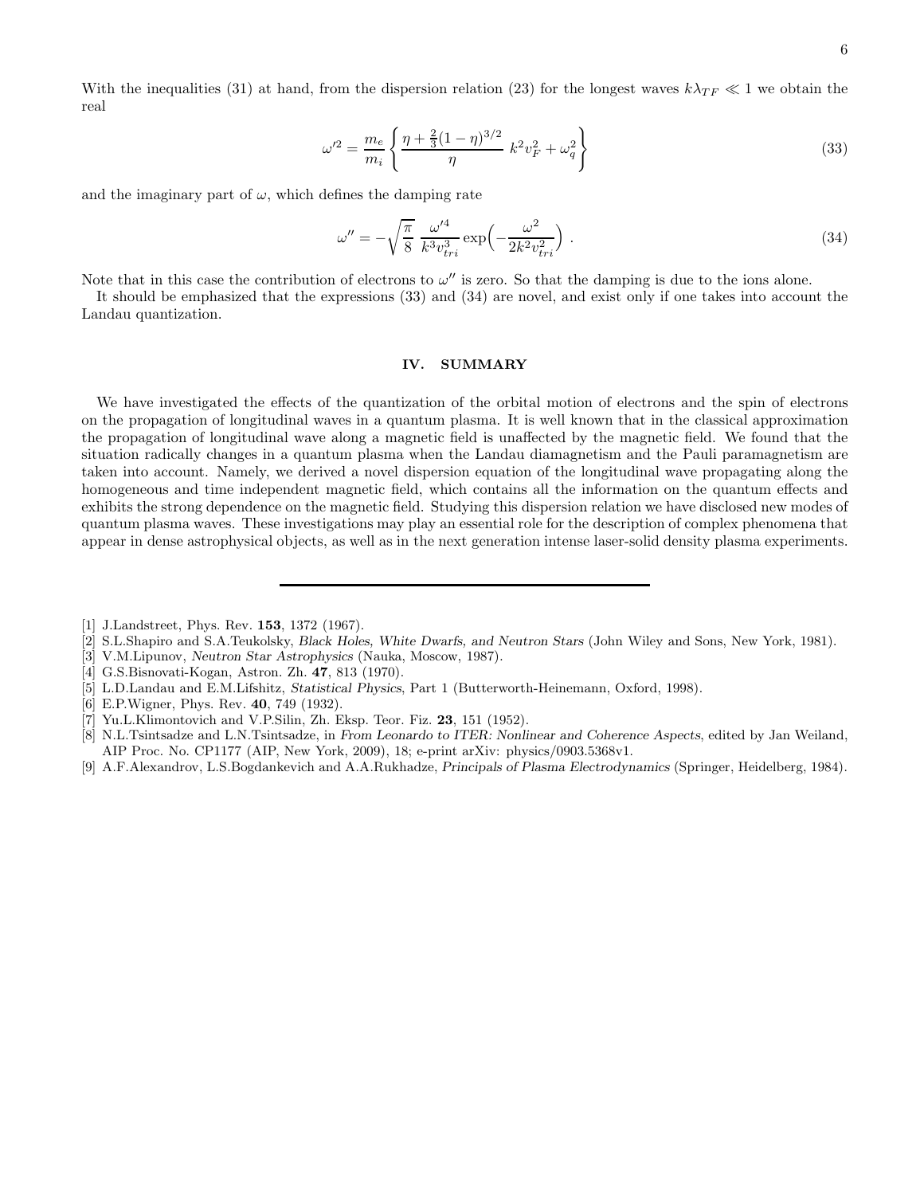With the inequalities (31) at hand, from the dispersion relation (23) for the longest waves $k\lambda_{TF} \ll 1$ we obtain the real

$$
\omega'^2 = \frac{m_e}{m_i}\left\{\frac{\eta + \frac{2}{3}(1-\eta)^{3/2}}{\eta}\; k^2 v_F^2 + \omega_q^2\right\} \tag{33}
$$

and the imaginary part of $\omega$, which defines the damping rate

$$
\omega'' = -\sqrt{\frac{\pi}{8}}\;\frac{\omega'^4}{k^3 v_{tri}^3}\exp\Big(-\frac{\omega^2}{2k^2 v_{tri}^2}\Big)\ . \tag{34}
$$

Note that in this case the contribution of electrons to $\omega''$ is zero. So that the damping is due to the ions alone.

It should be emphasized that the expressions (33) and (34) are novel, and exist only if one takes into account the Landau quantization.

## IV. SUMMARY

We have investigated the effects of the quantization of the orbital motion of electrons and the spin of electrons on the propagation of longitudinal waves in a quantum plasma. It is well known that in the classical approximation the propagation of longitudinal wave along a magnetic field is unaffected by the magnetic field. We found that the situation radically changes in a quantum plasma when the Landau diamagnetism and the Pauli paramagnetism are taken into account. Namely, we derived a novel dispersion equation of the longitudinal wave propagating along the homogeneous and time independent magnetic field, which contains all the information on the quantum effects and exhibits the strong dependence on the magnetic field. Studying this dispersion relation we have disclosed new modes of quantum plasma waves. These investigations may play an essential role for the description of complex phenomena that appear in dense astrophysical objects, as well as in the next generation intense laser-solid density plasma experiments.

---

[1] J.Landstreet, Phys. Rev. **153**, 1372 (1967).

[2] S.L.Shapiro and S.A.Teukolsky, *Black Holes, White Dwarfs, and Neutron Stars* (John Wiley and Sons, New York, 1981).

[3] V.M.Lipunov, *Neutron Star Astrophysics* (Nauka, Moscow, 1987).

[4] G.S.Bisnovati-Kogan, Astron. Zh. **47**, 813 (1970).

[5] L.D.Landau and E.M.Lifshitz, *Statistical Physics*, Part 1 (Butterworth-Heinemann, Oxford, 1998).

[6] E.P.Wigner, Phys. Rev. **40**, 749 (1932).

[7] Yu.L.Klimontovich and V.P.Silin, Zh. Eksp. Teor. Fiz. **23**, 151 (1952).

[8] N.L.Tsintsadze and L.N.Tsintsadze, in *From Leonardo to ITER: Nonlinear and Coherence Aspects*, edited by Jan Weiland, AIP Proc. No. CP1177 (AIP, New York, 2009), 18; e-print arXiv: physics/0903.5368v1.

[9] A.F.Alexandrov, L.S.Bogdankevich and A.A.Rukhadze, *Principals of Plasma Electrodynamics* (Springer, Heidelberg, 1984).